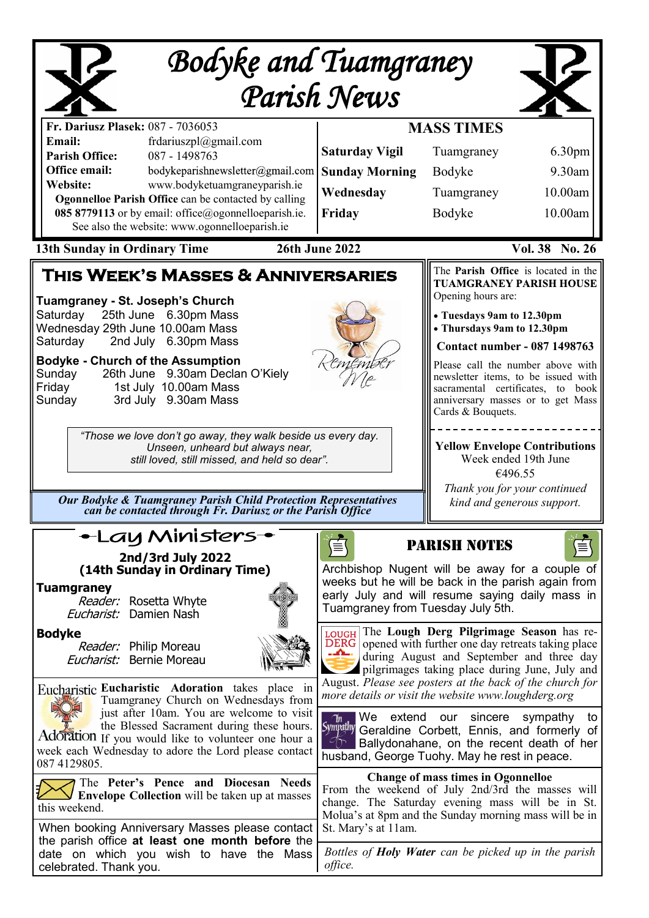# Bodyke and Tuamgraney Parish News

**Fr. Dariusz Plasek:** 087 - 7036053
**Email:** frdariuszpl@gmail.com
**Parish Office:** 087 - 1498763
**Office email:** bodykeparishnewsletter@gmail.com
**Website:** www.bodyketuamgraneyparish.ie

**Ogonnelloe Parish Office** can be contacted by calling **085 8779113** or by email: office@ogonnelloeparish.ie. See also the website: www.ogonnelloeparish.ie

## MASS TIMES

| | | |
|---|---|---|
| **Saturday Vigil** | Tuamgraney | 6.30pm |
| **Sunday Morning** | Bodyke | 9.30am |
| **Wednesday** | Tuamgraney | 10.00am |
| **Friday** | Bodyke | 10.00am |

**13th Sunday in Ordinary Time** | **26th June 2022** | **Vol. 38 No. 26**

## This Week's Masses & Anniversaries

**Tuamgraney - St. Joseph's Church**

| | | |
|---|---|---|
| Saturday | 25th June | 6.30pm Mass |
| Wednesday | 29th June | 10.00am Mass |
| Saturday | 2nd July | 6.30pm Mass |

**Bodyke - Church of the Assumption**

| | | |
|---|---|---|
| Sunday | 26th June | 9.30am Declan O'Kiely |
| Friday | 1st July | 10.00am Mass |
| Sunday | 3rd July | 9.30am Mass |

Remember Me

*"Those we love don't go away, they walk beside us every day.*
*Unseen, unheard but always near,*
*still loved, still missed, and held so dear".*

***Our Bodyke & Tuamgraney Parish Child Protection Representatives can be contacted through Fr. Dariusz or the Parish Office***

The **Parish Office** is located in the **TUAMGRANEY PARISH HOUSE**
Opening hours are:

- **Tuesdays 9am to 12.30pm**
- **Thursdays 9am to 12.30pm**

**Contact number - 087 1498763**

Please call the number above with newsletter items, to be issued with sacramental certificates, to book anniversary masses or to get Mass Cards & Bouquets.

**Yellow Envelope Contributions**
Week ended 19th June
€496.55
*Thank you for your continued kind and generous support.*

## Lay Ministers

**2nd/3rd July 2022**
**(14th Sunday in Ordinary Time)**

**Tuamgraney**
*Reader:* Rosetta Whyte
*Eucharist:* Damien Nash

**Bodyke**
*Reader:* Philip Moreau
*Eucharist:* Bernie Moreau

**Eucharistic Adoration** takes place in Tuamgraney Church on Wednesdays from just after 10am. You are welcome to visit the Blessed Sacrament during these hours. If you would like to volunteer one hour a week each Wednesday to adore the Lord please contact 087 4129805.

The **Peter's Pence and Diocesan Needs Envelope Collection** will be taken up at masses this weekend.

When booking Anniversary Masses please contact the parish office **at least one month before** the date on which you wish to have the Mass celebrated. Thank you.

## Parish Notes

Archbishop Nugent will be away for a couple of weeks but he will be back in the parish again from early July and will resume saying daily mass in Tuamgraney from Tuesday July 5th.

The **Lough Derg Pilgrimage Season** has re-opened with further one day retreats taking place during August and September and three day pilgrimages taking place during June, July and August. *Please see posters at the back of the church for more details or visit the website www.loughderg.org*

We extend our sincere sympathy to Geraldine Corbett, Ennis, and formerly of Ballydonahane, on the recent death of her husband, George Tuohy. May he rest in peace.

**Change of mass times in Ogonnelloe**
From the weekend of July 2nd/3rd the masses will change. The Saturday evening mass will be in St. Molua's at 8pm and the Sunday morning mass will be in St. Mary's at 11am.

*Bottles of **Holy Water** can be picked up in the parish office.*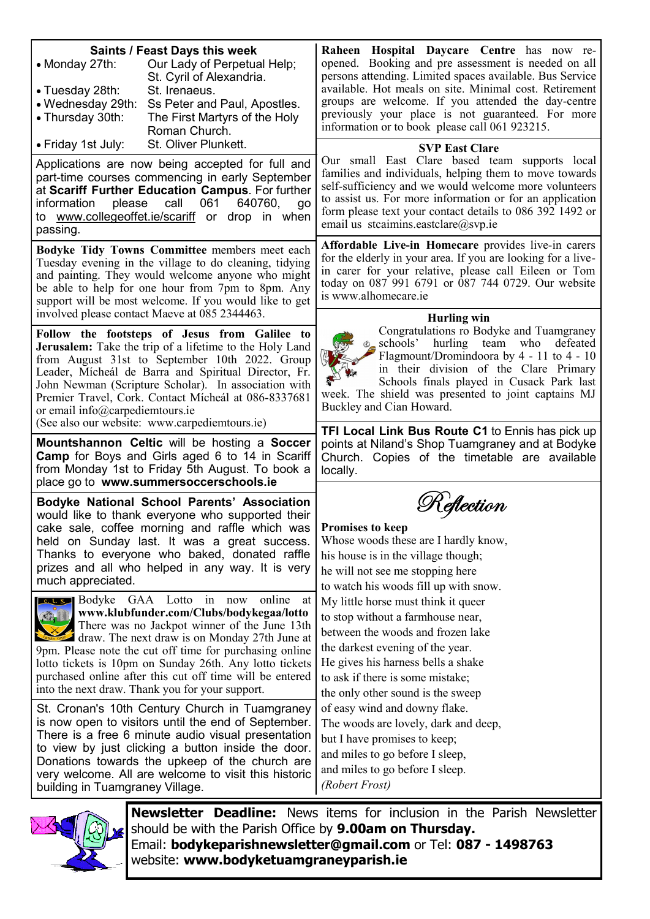### Saints / Feast Days this week

- Monday 27th: Our Lady of Perpetual Help; St. Cyril of Alexandria.
- Tuesday 28th: St. Irenaeus.
- Wednesday 29th: Ss Peter and Paul, Apostles.
- Thursday 30th: The First Martyrs of the Holy Roman Church.
- Friday 1st July: St. Oliver Plunkett.

Applications are now being accepted for full and part-time courses commencing in early September at **Scariff Further Education Campus**. For further information please call 061 640760, go to www.collegeoffet.ie/scariff or drop in when passing.

**Bodyke Tidy Towns Committee** members meet each Tuesday evening in the village to do cleaning, tidying and painting. They would welcome anyone who might be able to help for one hour from 7pm to 8pm. Any support will be most welcome. If you would like to get involved please contact Maeve at 085 2344463.

**Follow the footsteps of Jesus from Galilee to Jerusalem:** Take the trip of a lifetime to the Holy Land from August 31st to September 10th 2022. Group Leader, Mícheál de Barra and Spiritual Director, Fr. John Newman (Scripture Scholar). In association with Premier Travel, Cork. Contact Mícheál at 086-8337681 or email info@carpediemtours.ie
(See also our website: www.carpediemtours.ie)

**Mountshannon Celtic** will be hosting a **Soccer Camp** for Boys and Girls aged 6 to 14 in Scariff from Monday 1st to Friday 5th August. To book a place go to **www.summersoccerschools.ie**

**Bodyke National School Parents' Association** would like to thank everyone who supported their cake sale, coffee morning and raffle which was held on Sunday last. It was a great success. Thanks to everyone who baked, donated raffle prizes and all who helped in any way. It is very much appreciated.

Bodyke GAA Lotto in now online at **www.klubfunder.com/Clubs/bodykegaa/lotto** There was no Jackpot winner of the June 13th draw. The next draw is on Monday 27th June at 9pm. Please note the cut off time for purchasing online lotto tickets is 10pm on Sunday 26th. Any lotto tickets purchased online after this cut off time will be entered into the next draw. Thank you for your support.

St. Cronan's 10th Century Church in Tuamgraney is now open to visitors until the end of September. There is a free 6 minute audio visual presentation to view by just clicking a button inside the door. Donations towards the upkeep of the church are very welcome. All are welcome to visit this historic building in Tuamgraney Village.

**Raheen Hospital Daycare Centre** has now re-opened. Booking and pre assessment is needed on all persons attending. Limited spaces available. Bus Service available. Hot meals on site. Minimal cost. Retirement groups are welcome. If you attended the day-centre previously your place is not guaranteed. For more information or to book please call 061 923215.

### SVP East Clare

Our small East Clare based team supports local families and individuals, helping them to move towards self-sufficiency and we would welcome more volunteers to assist us. For more information or for an application form please text your contact details to 086 392 1492 or email us stcaimins.eastclare@svp.ie

**Affordable Live-in Homecare** provides live-in carers for the elderly in your area. If you are looking for a live-in carer for your relative, please call Eileen or Tom today on 087 991 6791 or 087 744 0729. Our website is www.alhomecare.ie

### Hurling win

Congratulations to Bodyke and Tuamgraney schools' hurling team who defeated Flagmount/Dromindoora by 4 - 11 to 4 - 10 in their division of the Clare Primary Schools finals played in Cusack Park last week. The shield was presented to joint captains MJ Buckley and Cian Howard.

**TFI Local Link Bus Route C1** to Ennis has pick up points at Niland's Shop Tuamgraney and at Bodyke Church. Copies of the timetable are available locally.

## Reflection

**Promises to keep**

Whose woods these are I hardly know,
his house is in the village though;
he will not see me stopping here
to watch his woods fill up with snow.
My little horse must think it queer
to stop without a farmhouse near,
between the woods and frozen lake
the darkest evening of the year.
He gives his harness bells a shake
to ask if there is some mistake;
the only other sound is the sweep
of easy wind and downy flake.
The woods are lovely, dark and deep,
but I have promises to keep;
and miles to go before I sleep,
and miles to go before I sleep.
*(Robert Frost)*

**Newsletter Deadline:** News items for inclusion in the Parish Newsletter should be with the Parish Office by **9.00am on Thursday.**
Email: **bodykeparishnewsletter@gmail.com** or Tel: **087 - 1498763**
website: **www.bodyketuamgraneyparish.ie**